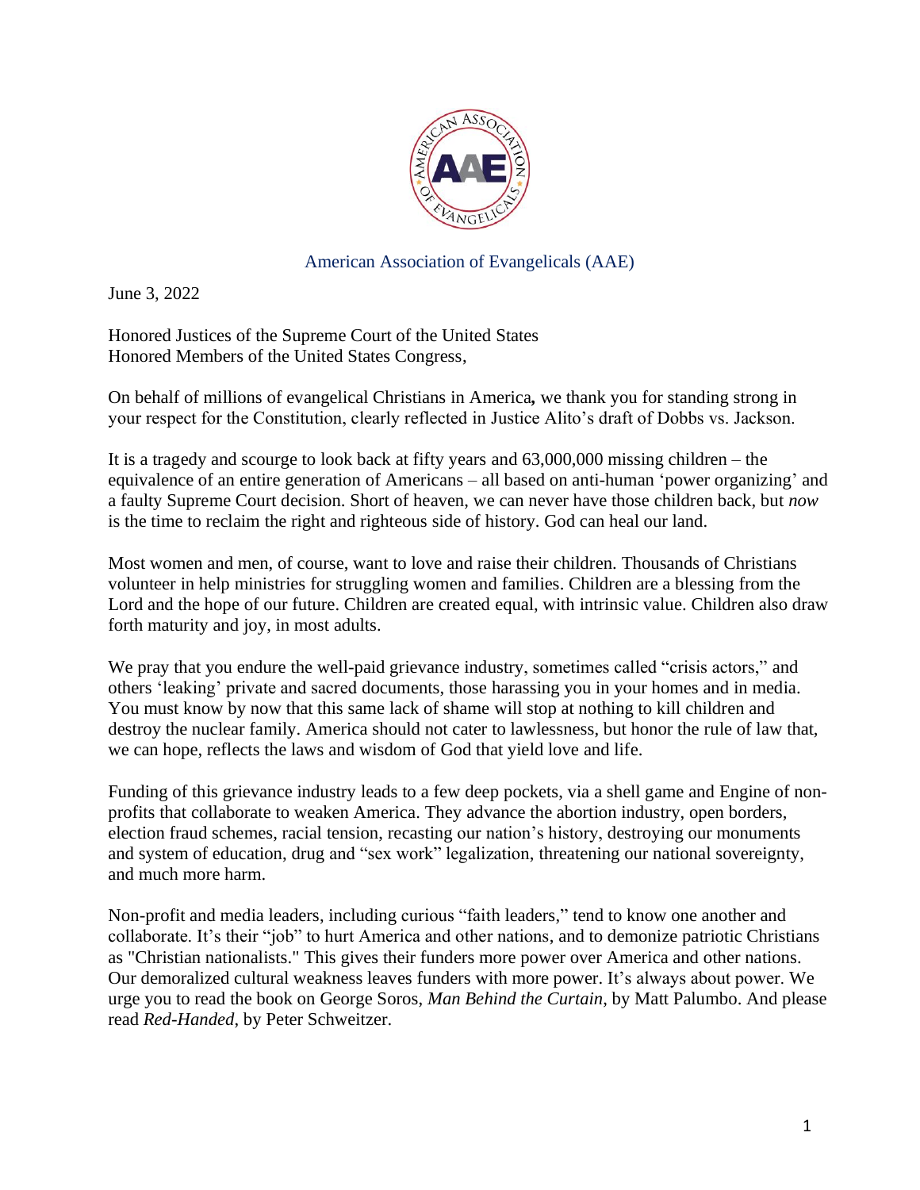American Association of Evangelicals (AAE)

June 3, 2022

Honored Justices of the Supreme Court of the United States
Honored Members of the United States Congress,

On behalf of millions of evangelical Christians in America**,** we thank you for standing strong in your respect for the Constitution, clearly reflected in Justice Alito's draft of Dobbs vs. Jackson.

It is a tragedy and scourge to look back at fifty years and 63,000,000 missing children – the equivalence of an entire generation of Americans – all based on anti-human 'power organizing' and a faulty Supreme Court decision. Short of heaven, we can never have those children back, but *now* is the time to reclaim the right and righteous side of history. God can heal our land.

Most women and men, of course, want to love and raise their children. Thousands of Christians volunteer in help ministries for struggling women and families. Children are a blessing from the Lord and the hope of our future. Children are created equal, with intrinsic value. Children also draw forth maturity and joy, in most adults.

We pray that you endure the well-paid grievance industry, sometimes called "crisis actors," and others 'leaking' private and sacred documents, those harassing you in your homes and in media. You must know by now that this same lack of shame will stop at nothing to kill children and destroy the nuclear family. America should not cater to lawlessness, but honor the rule of law that, we can hope, reflects the laws and wisdom of God that yield love and life.

Funding of this grievance industry leads to a few deep pockets, via a shell game and Engine of non-profits that collaborate to weaken America. They advance the abortion industry, open borders, election fraud schemes, racial tension, recasting our nation's history, destroying our monuments and system of education, drug and "sex work" legalization, threatening our national sovereignty, and much more harm.

Non-profit and media leaders, including curious "faith leaders," tend to know one another and collaborate. It's their "job" to hurt America and other nations, and to demonize patriotic Christians as "Christian nationalists." This gives their funders more power over America and other nations. Our demoralized cultural weakness leaves funders with more power. It's always about power. We urge you to read the book on George Soros, *Man Behind the Curtain*, by Matt Palumbo. And please read *Red-Handed*, by Peter Schweitzer.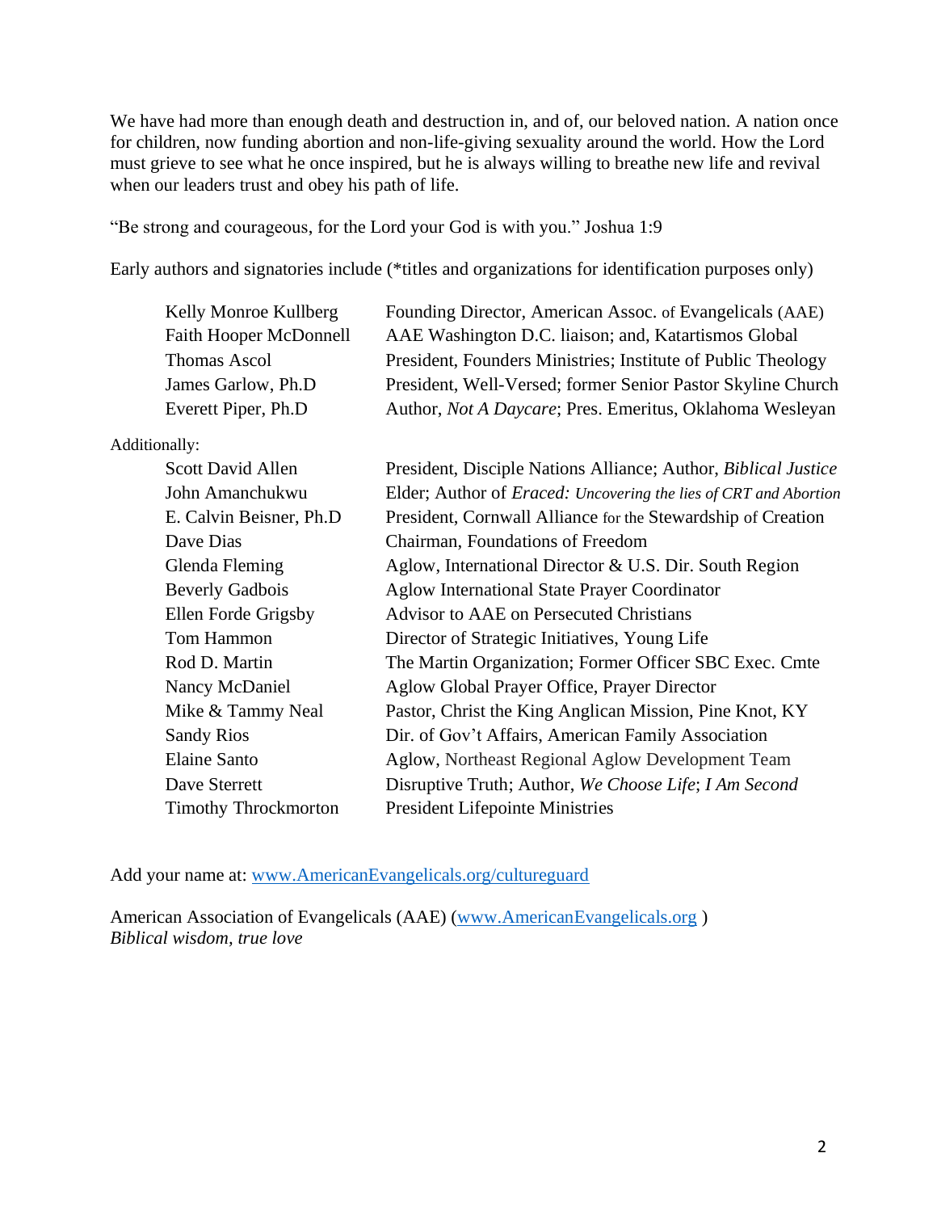We have had more than enough death and destruction in, and of, our beloved nation. A nation once for children, now funding abortion and non-life-giving sexuality around the world. How the Lord must grieve to see what he once inspired, but he is always willing to breathe new life and revival when our leaders trust and obey his path of life.

"Be strong and courageous, for the Lord your God is with you." Joshua 1:9

Early authors and signatories include (*titles and organizations for identification purposes only)

| | |
|---|---|
| Kelly Monroe Kullberg | Founding Director, American Assoc. of Evangelicals (AAE) |
| Faith Hooper McDonnell | AAE Washington D.C. liaison; and, Katartismos Global |
| Thomas Ascol | President, Founders Ministries; Institute of Public Theology |
| James Garlow, Ph.D | President, Well-Versed; former Senior Pastor Skyline Church |
| Everett Piper, Ph.D | Author, *Not A Daycare*; Pres. Emeritus, Oklahoma Wesleyan |

Additionally:

| | |
|---|---|
| Scott David Allen | President, Disciple Nations Alliance; Author, *Biblical Justice* |
| John Amanchukwu | Elder; Author of *Eraced: Uncovering the lies of CRT and Abortion* |
| E. Calvin Beisner, Ph.D | President, Cornwall Alliance for the Stewardship of Creation |
| Dave Dias | Chairman, Foundations of Freedom |
| Glenda Fleming | Aglow, International Director & U.S. Dir. South Region |
| Beverly Gadbois | Aglow International State Prayer Coordinator |
| Ellen Forde Grigsby | Advisor to AAE on Persecuted Christians |
| Tom Hammon | Director of Strategic Initiatives, Young Life |
| Rod D. Martin | The Martin Organization; Former Officer SBC Exec. Cmte |
| Nancy McDaniel | Aglow Global Prayer Office, Prayer Director |
| Mike & Tammy Neal | Pastor, Christ the King Anglican Mission, Pine Knot, KY |
| Sandy Rios | Dir. of Gov't Affairs, American Family Association |
| Elaine Santo | Aglow, Northeast Regional Aglow Development Team |
| Dave Sterrett | Disruptive Truth; Author, *We Choose Life*; *I Am Second* |
| Timothy Throckmorton | President Lifepointe Ministries |

Add your name at: [www.AmericanEvangelicals.org/cultureguard](http://www.AmericanEvangelicals.org/cultureguard)

American Association of Evangelicals (AAE) ([www.AmericanEvangelicals.org](http://www.AmericanEvangelicals.org) )
*Biblical wisdom, true love*